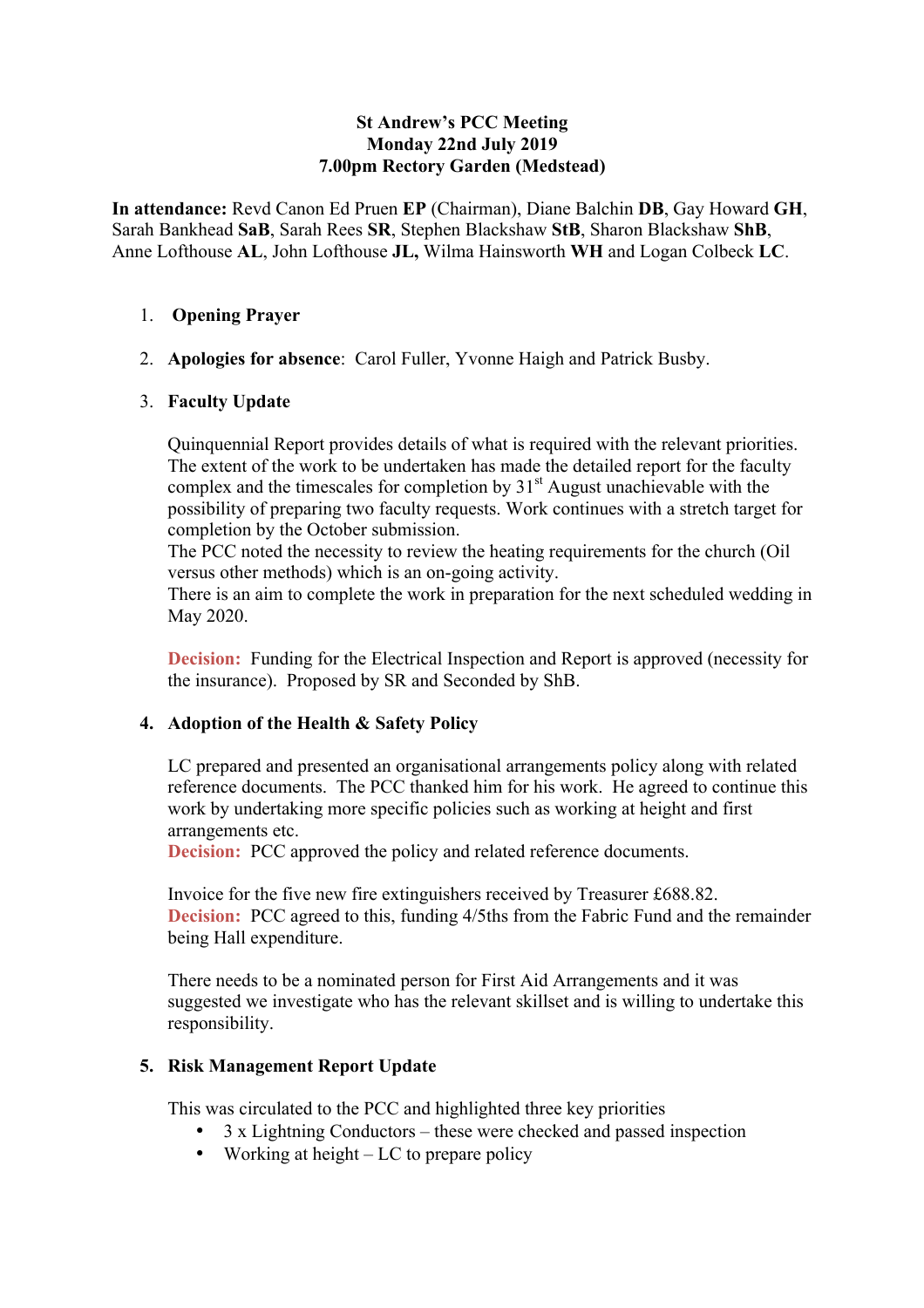**St Andrew's PCC Meeting**
**Monday 22nd July 2019**
**7.00pm Rectory Garden (Medstead)**

**In attendance:** Revd Canon Ed Pruen **EP** (Chairman), Diane Balchin **DB**, Gay Howard **GH**, Sarah Bankhead **SaB**, Sarah Rees **SR**, Stephen Blackshaw **StB**, Sharon Blackshaw **ShB**, Anne Lofthouse **AL**, John Lofthouse **JL,** Wilma Hainsworth **WH** and Logan Colbeck **LC**.

1. **Opening Prayer**

2. **Apologies for absence**: Carol Fuller, Yvonne Haigh and Patrick Busby.

3. **Faculty Update**

   Quinquennial Report provides details of what is required with the relevant priorities. The extent of the work to be undertaken has made the detailed report for the faculty complex and the timescales for completion by 31st August unachievable with the possibility of preparing two faculty requests. Work continues with a stretch target for completion by the October submission.
   The PCC noted the necessity to review the heating requirements for the church (Oil versus other methods) which is an on-going activity.
   There is an aim to complete the work in preparation for the next scheduled wedding in May 2020.

   **Decision:** Funding for the Electrical Inspection and Report is approved (necessity for the insurance). Proposed by SR and Seconded by ShB.

4. **Adoption of the Health & Safety Policy**

   LC prepared and presented an organisational arrangements policy along with related reference documents. The PCC thanked him for his work. He agreed to continue this work by undertaking more specific policies such as working at height and first arrangements etc.
   **Decision:** PCC approved the policy and related reference documents.

   Invoice for the five new fire extinguishers received by Treasurer £688.82.
   **Decision:** PCC agreed to this, funding 4/5ths from the Fabric Fund and the remainder being Hall expenditure.

   There needs to be a nominated person for First Aid Arrangements and it was suggested we investigate who has the relevant skillset and is willing to undertake this responsibility.

5. **Risk Management Report Update**

   This was circulated to the PCC and highlighted three key priorities
   - 3 x Lightning Conductors – these were checked and passed inspection
   - Working at height – LC to prepare policy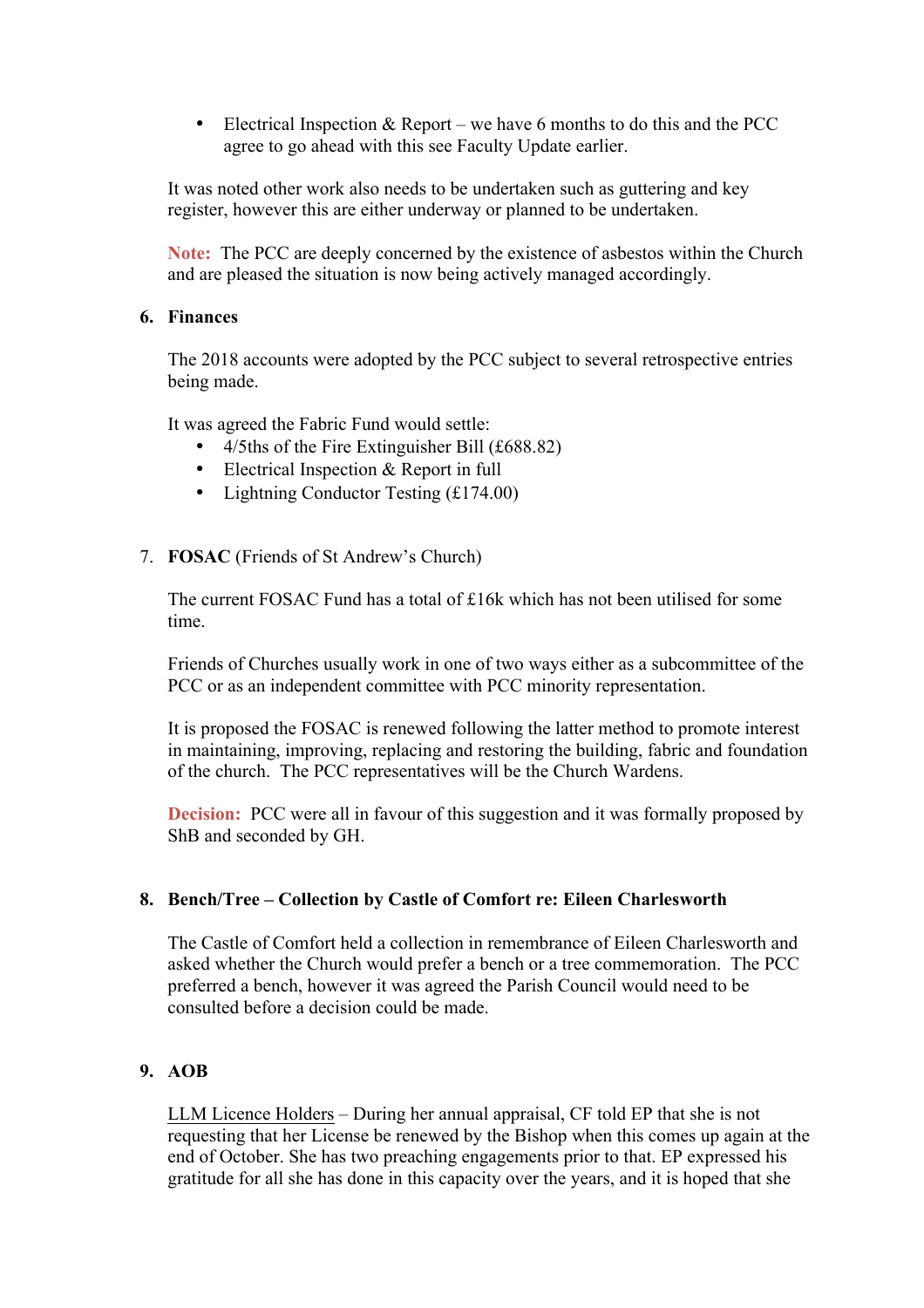- Electrical Inspection & Report – we have 6 months to do this and the PCC agree to go ahead with this see Faculty Update earlier.

It was noted other work also needs to be undertaken such as guttering and key register, however this are either underway or planned to be undertaken.

**Note:** The PCC are deeply concerned by the existence of asbestos within the Church and are pleased the situation is now being actively managed accordingly.

6. **Finances**

The 2018 accounts were adopted by the PCC subject to several retrospective entries being made.

It was agreed the Fabric Fund would settle:

- 4/5ths of the Fire Extinguisher Bill (£688.82)
- Electrical Inspection & Report in full
- Lightning Conductor Testing (£174.00)

7. **FOSAC** (Friends of St Andrew's Church)

The current FOSAC Fund has a total of £16k which has not been utilised for some time.

Friends of Churches usually work in one of two ways either as a subcommittee of the PCC or as an independent committee with PCC minority representation.

It is proposed the FOSAC is renewed following the latter method to promote interest in maintaining, improving, replacing and restoring the building, fabric and foundation of the church. The PCC representatives will be the Church Wardens.

**Decision:** PCC were all in favour of this suggestion and it was formally proposed by ShB and seconded by GH.

8. **Bench/Tree – Collection by Castle of Comfort re: Eileen Charlesworth**

The Castle of Comfort held a collection in remembrance of Eileen Charlesworth and asked whether the Church would prefer a bench or a tree commemoration. The PCC preferred a bench, however it was agreed the Parish Council would need to be consulted before a decision could be made.

9. **AOB**

<u>LLM Licence Holders</u> – During her annual appraisal, CF told EP that she is not requesting that her License be renewed by the Bishop when this comes up again at the end of October. She has two preaching engagements prior to that. EP expressed his gratitude for all she has done in this capacity over the years, and it is hoped that she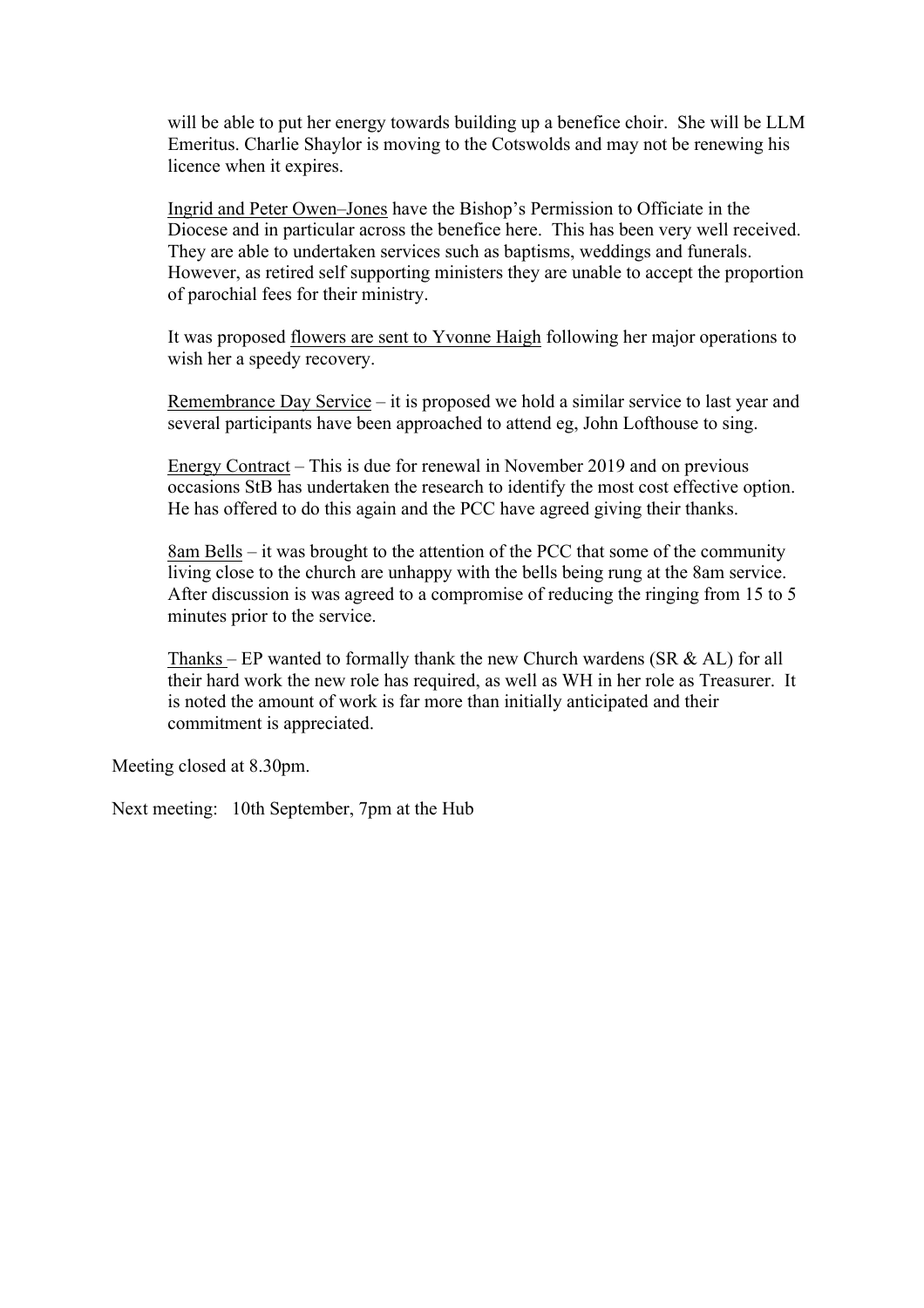will be able to put her energy towards building up a benefice choir.  She will be LLM Emeritus. Charlie Shaylor is moving to the Cotswolds and may not be renewing his licence when it expires.

<u>Ingrid and Peter Owen–Jones</u> have the Bishop's Permission to Officiate in the Diocese and in particular across the benefice here.  This has been very well received. They are able to undertaken services such as baptisms, weddings and funerals. However, as retired self supporting ministers they are unable to accept the proportion of parochial fees for their ministry.

It was proposed <u>flowers are sent to Yvonne Haigh</u> following her major operations to wish her a speedy recovery.

<u>Remembrance Day Service</u> – it is proposed we hold a similar service to last year and several participants have been approached to attend eg, John Lofthouse to sing.

<u>Energy Contract</u> – This is due for renewal in November 2019 and on previous occasions StB has undertaken the research to identify the most cost effective option. He has offered to do this again and the PCC have agreed giving their thanks.

<u>8am Bells</u> – it was brought to the attention of the PCC that some of the community living close to the church are unhappy with the bells being rung at the 8am service. After discussion is was agreed to a compromise of reducing the ringing from 15 to 5 minutes prior to the service.

<u>Thanks</u> – EP wanted to formally thank the new Church wardens (SR & AL) for all their hard work the new role has required, as well as WH in her role as Treasurer.  It is noted the amount of work is far more than initially anticipated and their commitment is appreciated.

Meeting closed at 8.30pm.

Next meeting:   10th September, 7pm at the Hub